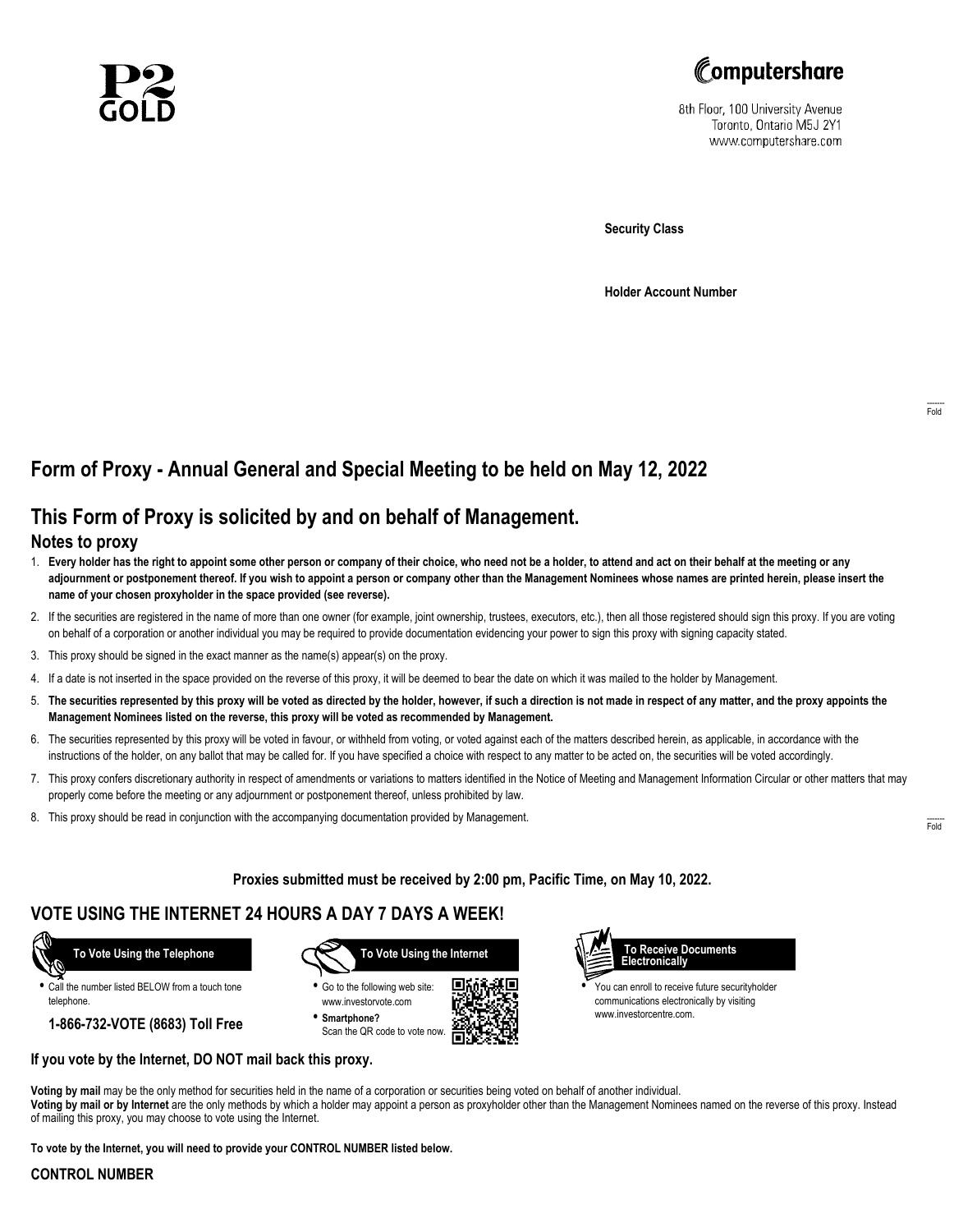P2 GOLD

Computershare
8th Floor, 100 University Avenue
Toronto, Ontario M5J 2Y1
www.computershare.com

**Security Class**

**Holder Account Number**

Fold

## Form of Proxy - Annual General and Special Meeting to be held on May 12, 2022

## This Form of Proxy is solicited by and on behalf of Management.

### Notes to proxy

1. **Every holder has the right to appoint some other person or company of their choice, who need not be a holder, to attend and act on their behalf at the meeting or any adjournment or postponement thereof. If you wish to appoint a person or company other than the Management Nominees whose names are printed herein, please insert the name of your chosen proxyholder in the space provided (see reverse).**
2. If the securities are registered in the name of more than one owner (for example, joint ownership, trustees, executors, etc.), then all those registered should sign this proxy. If you are voting on behalf of a corporation or another individual you may be required to provide documentation evidencing your power to sign this proxy with signing capacity stated.
3. This proxy should be signed in the exact manner as the name(s) appear(s) on the proxy.
4. If a date is not inserted in the space provided on the reverse of this proxy, it will be deemed to bear the date on which it was mailed to the holder by Management.
5. **The securities represented by this proxy will be voted as directed by the holder, however, if such a direction is not made in respect of any matter, and the proxy appoints the Management Nominees listed on the reverse, this proxy will be voted as recommended by Management.**
6. The securities represented by this proxy will be voted in favour, or withheld from voting, or voted against each of the matters described herein, as applicable, in accordance with the instructions of the holder, on any ballot that may be called for. If you have specified a choice with respect to any matter to be acted on, the securities will be voted accordingly.
7. This proxy confers discretionary authority in respect of amendments or variations to matters identified in the Notice of Meeting and Management Information Circular or other matters that may properly come before the meeting or any adjournment or postponement thereof, unless prohibited by law.
8. This proxy should be read in conjunction with the accompanying documentation provided by Management.

Fold

**Proxies submitted must be received by 2:00 pm, Pacific Time, on May 10, 2022.**

## VOTE USING THE INTERNET 24 HOURS A DAY 7 DAYS A WEEK!

**To Vote Using the Telephone**

- Call the number listed BELOW from a touch tone telephone.

**1-866-732-VOTE (8683) Toll Free**

**To Vote Using the Internet**

- Go to the following web site: www.investorvote.com
- **Smartphone?** Scan the QR code to vote now.

**To Receive Documents Electronically**

- You can enroll to receive future securityholder communications electronically by visiting www.investorcentre.com.

**If you vote by the Internet, DO NOT mail back this proxy.**

**Voting by mail** may be the only method for securities held in the name of a corporation or securities being voted on behalf of another individual.
**Voting by mail or by Internet** are the only methods by which a holder may appoint a person as proxyholder other than the Management Nominees named on the reverse of this proxy. Instead of mailing this proxy, you may choose to vote using the Internet.

**To vote by the Internet, you will need to provide your CONTROL NUMBER listed below.**

**CONTROL NUMBER**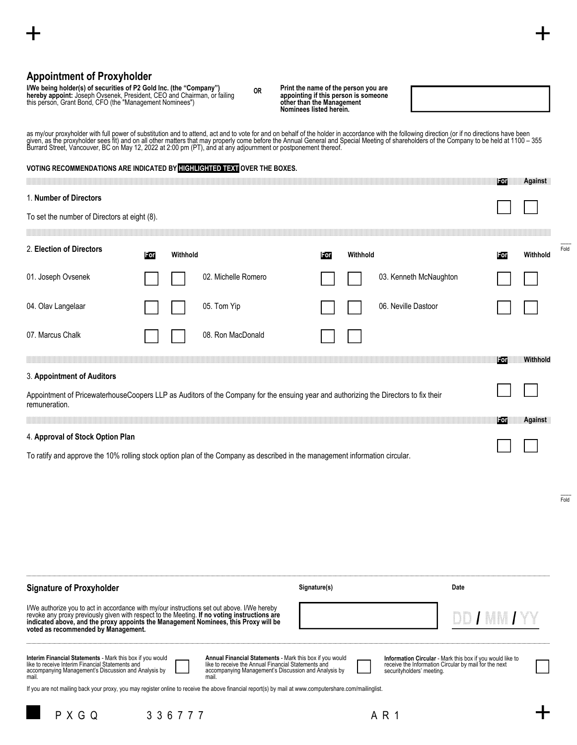## Appointment of Proxyholder

**I/We being holder(s) of securities of P2 Gold Inc. (the "Company") hereby appoint:** Joseph Ovsenek, President, CEO and Chairman, or failing this person, Grant Bond, CFO (the "Management Nominees")

**OR**

**Print the name of the person you are appointing if this person is someone other than the Management Nominees listed herein.**

as my/our proxyholder with full power of substitution and to attend, act and to vote for and on behalf of the holder in accordance with the following direction (or if no directions have been given, as the proxyholder sees fit) and on all other matters that may properly come before the Annual General and Special Meeting of shareholders of the Company to be held at 1100 – 355 Burrard Street, Vancouver, BC on May 12, 2022 at 2:00 pm (PT), and at any adjournment or postponement thereof.

**VOTING RECOMMENDATIONS ARE INDICATED BY HIGHLIGHTED TEXT OVER THE BOXES.**

| | For | Against |
|---|---|---|
| 1. **Number of Directors**<br>To set the number of Directors at eight (8). | ☐ | ☐ |

| 2. **Election of Directors** | For | Withhold | | For | Withhold | | For | Withhold |
|---|---|---|---|---|---|---|---|---|
| 01. Joseph Ovsenek | ☐ | ☐ | 02. Michelle Romero | ☐ | ☐ | 03. Kenneth McNaughton | ☐ | ☐ |
| 04. Olav Langelaar | ☐ | ☐ | 05. Tom Yip | ☐ | ☐ | 06. Neville Dastoor | ☐ | ☐ |
| 07. Marcus Chalk | ☐ | ☐ | 08. Ron MacDonald | ☐ | ☐ | | | |

| | For | Withhold |
|---|---|---|
| 3. **Appointment of Auditors**<br>Appointment of PricewaterhouseCoopers LLP as Auditors of the Company for the ensuing year and authorizing the Directors to fix their remuneration. | ☐ | ☐ |

| | For | Against |
|---|---|---|
| 4. **Approval of Stock Option Plan**<br>To ratify and approve the 10% rolling stock option plan of the Company as described in the management information circular. | ☐ | ☐ |

Fold

Fold

## Signature of Proxyholder

I/We authorize you to act in accordance with my/our instructions set out above. I/We hereby revoke any proxy previously given with respect to the Meeting. **If no voting instructions are indicated above, and the proxy appoints the Management Nominees, this Proxy will be voted as recommended by Management.**

**Signature(s)**

**Date**

DD / MM / YY

**Interim Financial Statements** - Mark this box if you would like to receive Interim Financial Statements and accompanying Management's Discussion and Analysis by mail. ☐

**Annual Financial Statements** - Mark this box if you would like to receive the Annual Financial Statements and accompanying Management's Discussion and Analysis by mail. ☐

**Information Circular** - Mark this box if you would like to receive the Information Circular by mail for the next securityholders' meeting. ☐

If you are not mailing back your proxy, you may register online to receive the above financial report(s) by mail at www.computershare.com/mailinglist.

P X G Q 3 3 6 7 7 7 A R 1